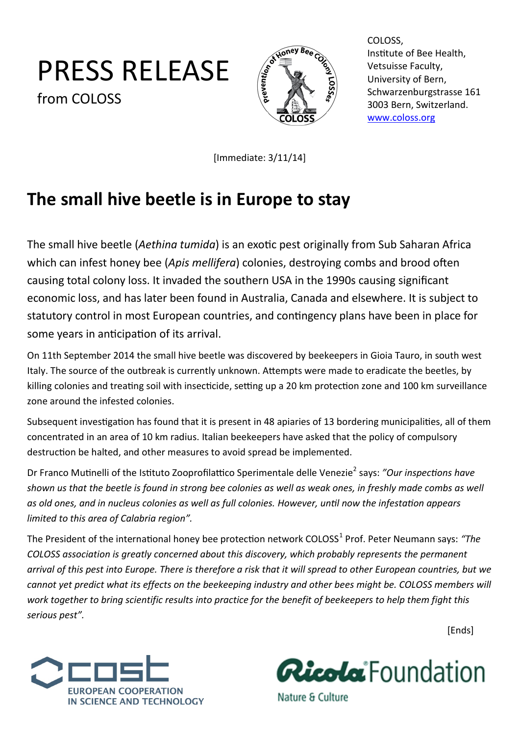# PRESS RELEASE

from COLOSS

COLOSS,
Institute of Bee Health,
Vetsuisse Faculty,
University of Bern,
Schwarzenburgstrasse 161
3003 Bern, Switzerland.
www.coloss.org

[Immediate: 3/11/14]

## The small hive beetle is in Europe to stay

The small hive beetle (*Aethina tumida*) is an exotic pest originally from Sub Saharan Africa which can infest honey bee (*Apis mellifera*) colonies, destroying combs and brood often causing total colony loss. It invaded the southern USA in the 1990s causing significant economic loss, and has later been found in Australia, Canada and elsewhere. It is subject to statutory control in most European countries, and contingency plans have been in place for some years in anticipation of its arrival.

On 11th September 2014 the small hive beetle was discovered by beekeepers in Gioia Tauro, in south west Italy. The source of the outbreak is currently unknown. Attempts were made to eradicate the beetles, by killing colonies and treating soil with insecticide, setting up a 20 km protection zone and 100 km surveillance zone around the infested colonies.

Subsequent investigation has found that it is present in 48 apiaries of 13 bordering municipalities, all of them concentrated in an area of 10 km radius. Italian beekeepers have asked that the policy of compulsory destruction be halted, and other measures to avoid spread be implemented.

Dr Franco Mutinelli of the Istituto Zooprofilattico Sperimentale delle Venezie[2] says: *"Our inspections have shown us that the beetle is found in strong bee colonies as well as weak ones, in freshly made combs as well as old ones, and in nucleus colonies as well as full colonies. However, until now the infestation appears limited to this area of Calabria region".*

The President of the international honey bee protection network COLOSS[1] Prof. Peter Neumann says: *"The COLOSS association is greatly concerned about this discovery, which probably represents the permanent arrival of this pest into Europe. There is therefore a risk that it will spread to other European countries, but we cannot yet predict what its effects on the beekeeping industry and other bees might be. COLOSS members will work together to bring scientific results into practice for the benefit of beekeepers to help them fight this serious pest".*

[Ends]

COST EUROPEAN COOPERATION IN SCIENCE AND TECHNOLOGY

Ricola Foundation Nature & Culture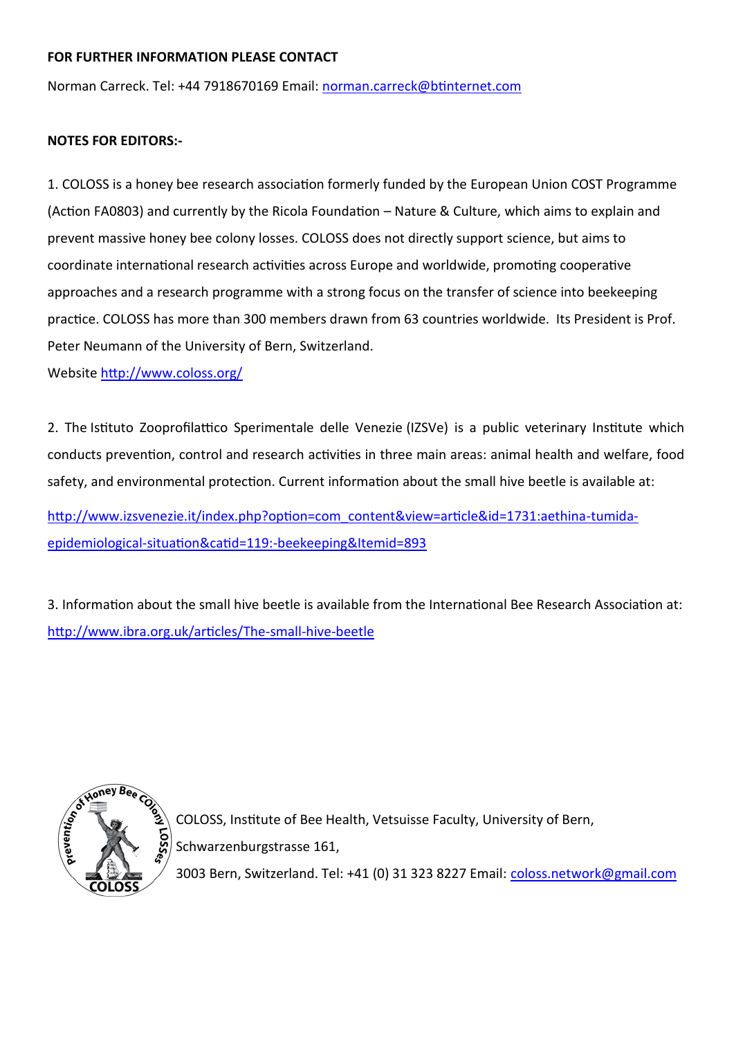**FOR FURTHER INFORMATION PLEASE CONTACT**

Norman Carreck. Tel: +44 7918670169 Email: norman.carreck@btinternet.com

**NOTES FOR EDITORS:-**

1. COLOSS is a honey bee research association formerly funded by the European Union COST Programme (Action FA0803) and currently by the Ricola Foundation – Nature & Culture, which aims to explain and prevent massive honey bee colony losses. COLOSS does not directly support science, but aims to coordinate international research activities across Europe and worldwide, promoting cooperative approaches and a research programme with a strong focus on the transfer of science into beekeeping practice. COLOSS has more than 300 members drawn from 63 countries worldwide. Its President is Prof. Peter Neumann of the University of Bern, Switzerland.
Website http://www.coloss.org/

2. The Istituto Zooprofilattico Sperimentale delle Venezie (IZSVe) is a public veterinary Institute which conducts prevention, control and research activities in three main areas: animal health and welfare, food safety, and environmental protection. Current information about the small hive beetle is available at:
http://www.izsvenezie.it/index.php?option=com_content&view=article&id=1731:aethina-tumida-epidemiological-situation&catid=119:-beekeeping&Itemid=893

3. Information about the small hive beetle is available from the International Bee Research Association at:
http://www.ibra.org.uk/articles/The-small-hive-beetle

COLOSS, Institute of Bee Health, Vetsuisse Faculty, University of Bern,
Schwarzenburgstrasse 161,
3003 Bern, Switzerland. Tel: +41 (0) 31 323 8227 Email: coloss.network@gmail.com